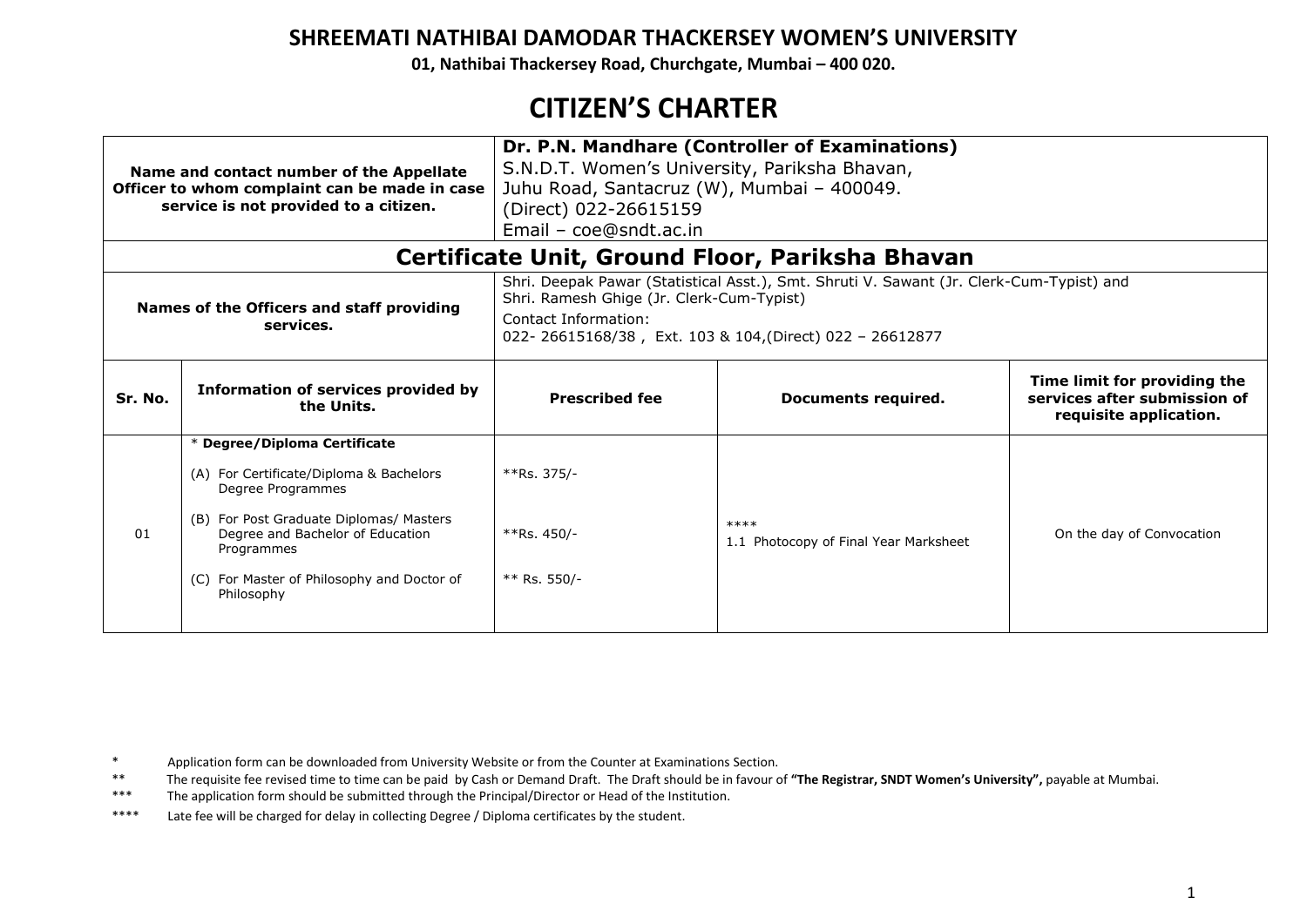# SHREEMATI NATHIBAI DAMODAR THACKERSEY WOMEN'S UNIVERSITY

**01, Nathibai Thackersey Road, Churchgate, Mumbai – 400 020.**

# CITIZEN'S CHARTER

| **Name and contact number of the Appellate Officer to whom complaint can be made in case service is not provided to a citizen.** | **Dr. P.N. Mandhare (Controller of Examinations)**<br>S.N.D.T. Women's University, Pariksha Bhavan,<br>Juhu Road, Santacruz (W), Mumbai – 400049.<br>(Direct) 022-26615159<br>Email – coe@sndt.ac.in |
|---|---|

## Certificate Unit, Ground Floor, Pariksha Bhavan

| **Names of the Officers and staff providing services.** | Shri. Deepak Pawar (Statistical Asst.), Smt. Shruti V. Sawant (Jr. Clerk-Cum-Typist) and Shri. Ramesh Ghige (Jr. Clerk-Cum-Typist)<br>Contact Information:<br>022- 26615168/38 , Ext. 103 & 104,(Direct) 022 – 26612877 |
|---|---|

| Sr. No. | Information of services provided by the Units. | Prescribed fee | Documents required. | Time limit for providing the services after submission of requisite application. |
|---|---|---|---|---|
| 01 | * **Degree/Diploma Certificate**<br>(A) For Certificate/Diploma & Bachelors Degree Programmes<br>(B) For Post Graduate Diplomas/ Masters Degree and Bachelor of Education Programmes<br>(C) For Master of Philosophy and Doctor of Philosophy | <br>**Rs. 375/-<br>**Rs. 450/-<br>** Rs. 550/- | ****<br>1.1 Photocopy of Final Year Marksheet | On the day of Convocation |

\* Application form can be downloaded from University Website or from the Counter at Examinations Section.

** The requisite fee revised time to time can be paid by Cash or Demand Draft. The Draft should be in favour of **"The Registrar, SNDT Women's University",** payable at Mumbai.

*** The application form should be submitted through the Principal/Director or Head of the Institution.

**** Late fee will be charged for delay in collecting Degree / Diploma certificates by the student.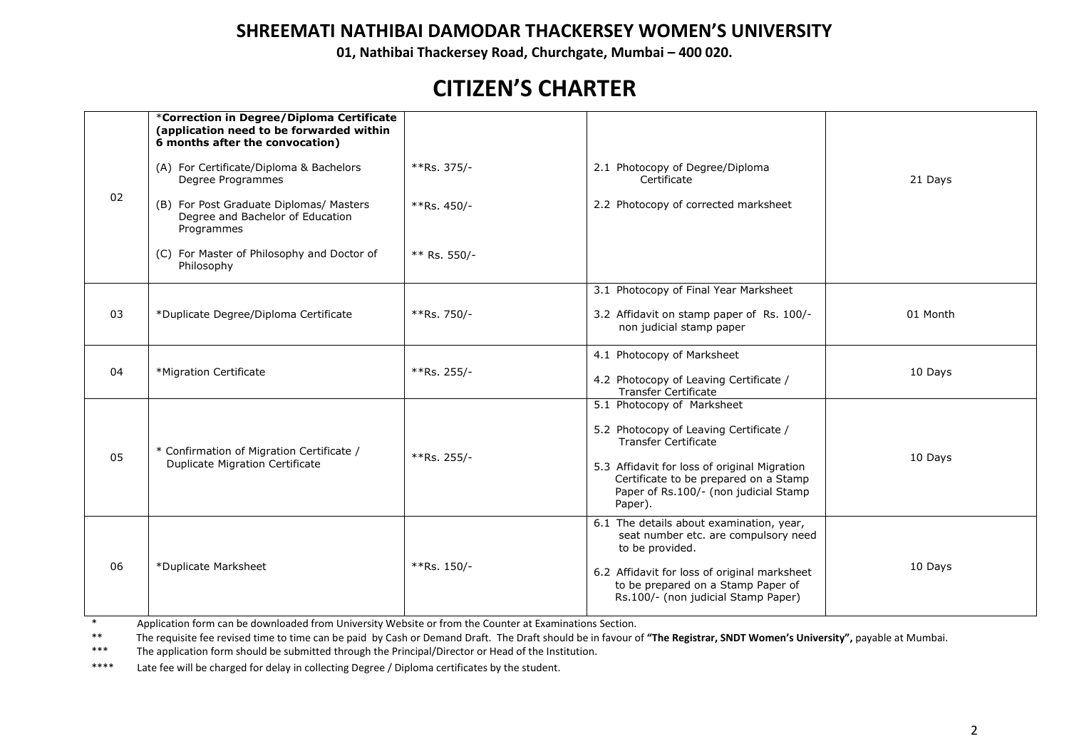# SHREEMATI NATHIBAI DAMODAR THACKERSEY WOMEN'S UNIVERSITY

**01, Nathibai Thackersey Road, Churchgate, Mumbai – 400 020.**

## CITIZEN'S CHARTER

| | | | | |
|---|---|---|---|---|
| 02 | ***Correction in Degree/Diploma Certificate (application need to be forwarded within 6 months after the convocation)**<br><br>(A) For Certificate/Diploma & Bachelors Degree Programmes<br><br>(B) For Post Graduate Diplomas/ Masters Degree and Bachelor of Education Programmes<br><br>(C) For Master of Philosophy and Doctor of Philosophy | <br><br>**Rs. 375/-<br><br>**Rs. 450/-<br><br>** Rs. 550/- | 2.1 Photocopy of Degree/Diploma Certificate<br><br>2.2 Photocopy of corrected marksheet | 21 Days |
| 03 | *Duplicate Degree/Diploma Certificate | **Rs. 750/- | 3.1 Photocopy of Final Year Marksheet<br><br>3.2 Affidavit on stamp paper of Rs. 100/- non judicial stamp paper | 01 Month |
| 04 | *Migration Certificate | **Rs. 255/- | 4.1 Photocopy of Marksheet<br><br>4.2 Photocopy of Leaving Certificate / Transfer Certificate | 10 Days |
| 05 | * Confirmation of Migration Certificate / Duplicate Migration Certificate | **Rs. 255/- | 5.1 Photocopy of Marksheet<br><br>5.2 Photocopy of Leaving Certificate / Transfer Certificate<br><br>5.3 Affidavit for loss of original Migration Certificate to be prepared on a Stamp Paper of Rs.100/- (non judicial Stamp Paper). | 10 Days |
| 06 | *Duplicate Marksheet | **Rs. 150/- | 6.1 The details about examination, year, seat number etc. are compulsory need to be provided.<br><br>6.2 Affidavit for loss of original marksheet to be prepared on a Stamp Paper of Rs.100/- (non judicial Stamp Paper) | 10 Days |

\* Application form can be downloaded from University Website or from the Counter at Examinations Section.

\** The requisite fee revised time to time can be paid by Cash or Demand Draft. The Draft should be in favour of **"The Registrar, SNDT Women's University",** payable at Mumbai.

\*** The application form should be submitted through the Principal/Director or Head of the Institution.

\**** Late fee will be charged for delay in collecting Degree / Diploma certificates by the student.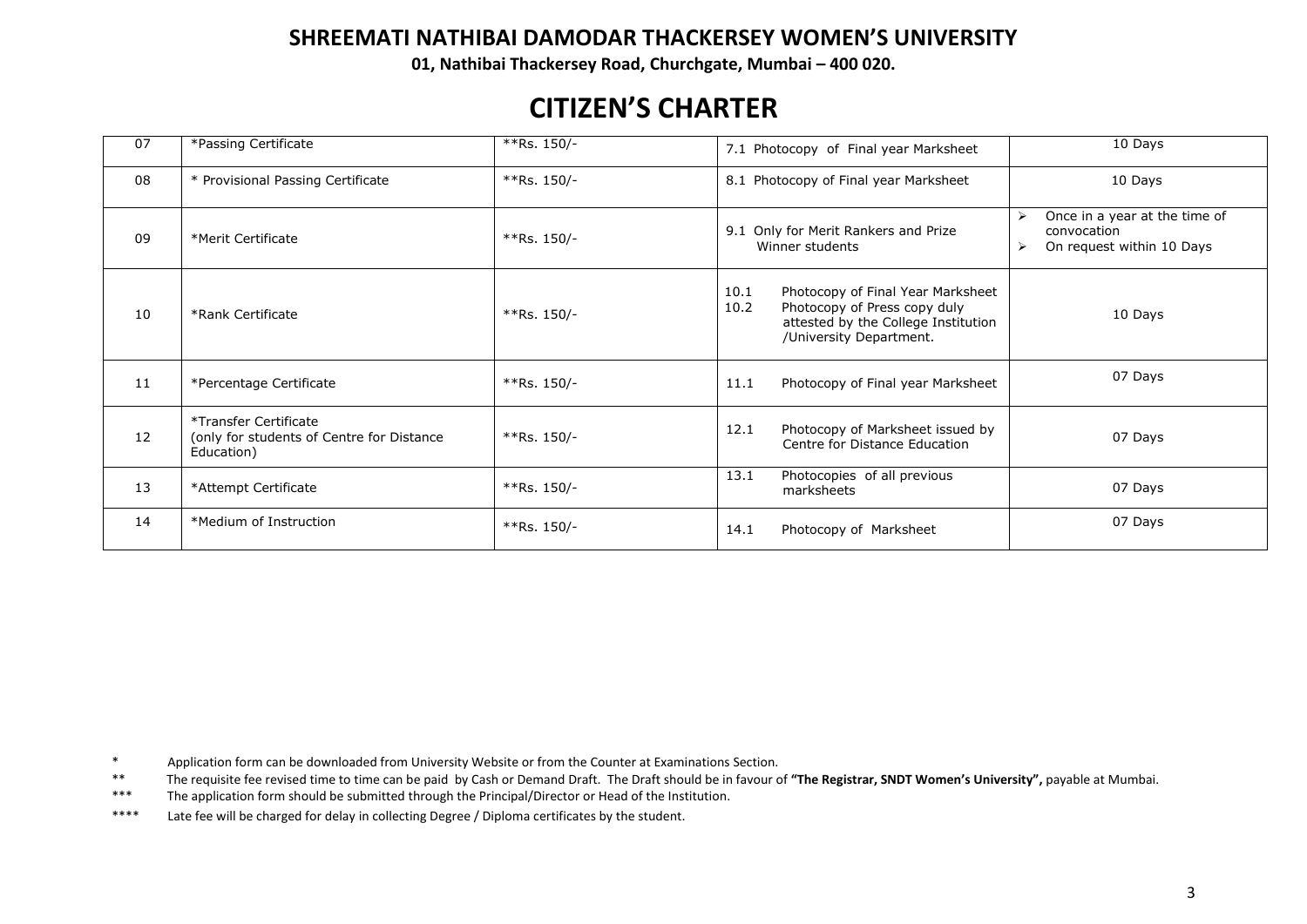# SHREEMATI NATHIBAI DAMODAR THACKERSEY WOMEN'S UNIVERSITY

**01, Nathibai Thackersey Road, Churchgate, Mumbai – 400 020.**

## CITIZEN'S CHARTER

| | | | | |
|---|---|---|---|---|
| 07 | *Passing Certificate | **Rs. 150/- | 7.1 Photocopy of Final year Marksheet | 10 Days |
| 08 | * Provisional Passing Certificate | **Rs. 150/- | 8.1 Photocopy of Final year Marksheet | 10 Days |
| 09 | *Merit Certificate | **Rs. 150/- | 9.1 Only for Merit Rankers and Prize Winner students | ➢ Once in a year at the time of convocation<br>➢ On request within 10 Days |
| 10 | *Rank Certificate | **Rs. 150/- | 10.1 Photocopy of Final Year Marksheet<br>10.2 Photocopy of Press copy duly attested by the College Institution /University Department. | 10 Days |
| 11 | *Percentage Certificate | **Rs. 150/- | 11.1 Photocopy of Final year Marksheet | 07 Days |
| 12 | *Transfer Certificate (only for students of Centre for Distance Education) | **Rs. 150/- | 12.1 Photocopy of Marksheet issued by Centre for Distance Education | 07 Days |
| 13 | *Attempt Certificate | **Rs. 150/- | 13.1 Photocopies of all previous marksheets | 07 Days |
| 14 | *Medium of Instruction | **Rs. 150/- | 14.1 Photocopy of Marksheet | 07 Days |

\* Application form can be downloaded from University Website or from the Counter at Examinations Section.

** The requisite fee revised time to time can be paid by Cash or Demand Draft. The Draft should be in favour of **"The Registrar, SNDT Women's University",** payable at Mumbai.

*** The application form should be submitted through the Principal/Director or Head of the Institution.

**** Late fee will be charged for delay in collecting Degree / Diploma certificates by the student.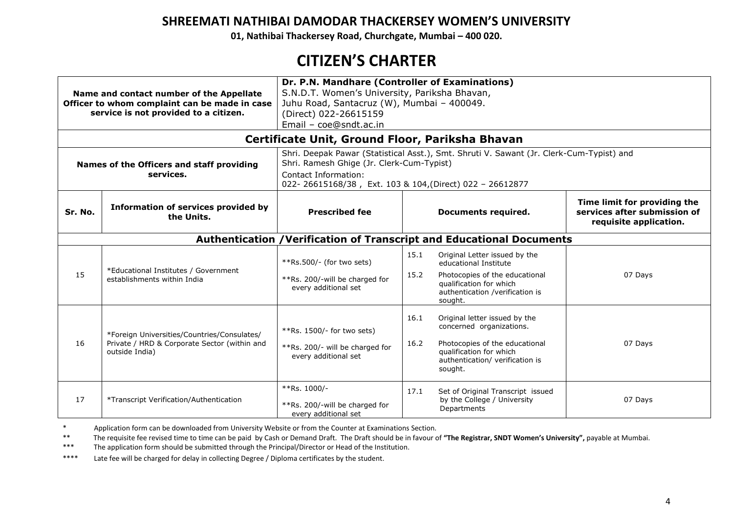## SHREEMATI NATHIBAI DAMODAR THACKERSEY WOMEN'S UNIVERSITY

**01, Nathibai Thackersey Road, Churchgate, Mumbai – 400 020.**

# CITIZEN'S CHARTER

| | | | | |
|---|---|---|---|---|
| **Name and contact number of the Appellate Officer to whom complaint can be made in case service is not provided to a citizen.** | | **Dr. P.N. Mandhare (Controller of Examinations)**<br>S.N.D.T. Women's University, Pariksha Bhavan,<br>Juhu Road, Santacruz (W), Mumbai – 400049.<br>(Direct) 022-26615159<br>Email – coe@sndt.ac.in | | |
| **Certificate Unit, Ground Floor, Pariksha Bhavan** | | | | |
| **Names of the Officers and staff providing services.** | | Shri. Deepak Pawar (Statistical Asst.), Smt. Shruti V. Sawant (Jr. Clerk-Cum-Typist) and Shri. Ramesh Ghige (Jr. Clerk-Cum-Typist)<br>Contact Information:<br>022- 26615168/38 , Ext. 103 & 104,(Direct) 022 – 26612877 | | |
| **Sr. No.** | **Information of services provided by the Units.** | **Prescribed fee** | **Documents required.** | **Time limit for providing the services after submission of requisite application.** |
| **Authentication /Verification of Transcript and Educational Documents** | | | | |
| 15 | *Educational Institutes / Government establishments within India | **Rs.500/- (for two sets)<br>**Rs. 200/-will be charged for every additional set | 15.1 Original Letter issued by the educational Institute<br>15.2 Photocopies of the educational qualification for which authentication /verification is sought. | 07 Days |
| 16 | *Foreign Universities/Countries/Consulates/ Private / HRD & Corporate Sector (within and outside India) | **Rs. 1500/- for two sets)<br>**Rs. 200/- will be charged for every additional set | 16.1 Original letter issued by the concerned organizations.<br>16.2 Photocopies of the educational qualification for which authentication/ verification is sought. | 07 Days |
| 17 | *Transcript Verification/Authentication | **Rs. 1000/-<br>**Rs. 200/-will be charged for every additional set | 17.1 Set of Original Transcript issued by the College / University Departments | 07 Days |

\* Application form can be downloaded from University Website or from the Counter at Examinations Section.

** The requisite fee revised time to time can be paid by Cash or Demand Draft. The Draft should be in favour of **"The Registrar, SNDT Women's University",** payable at Mumbai.

*** The application form should be submitted through the Principal/Director or Head of the Institution.

**** Late fee will be charged for delay in collecting Degree / Diploma certificates by the student.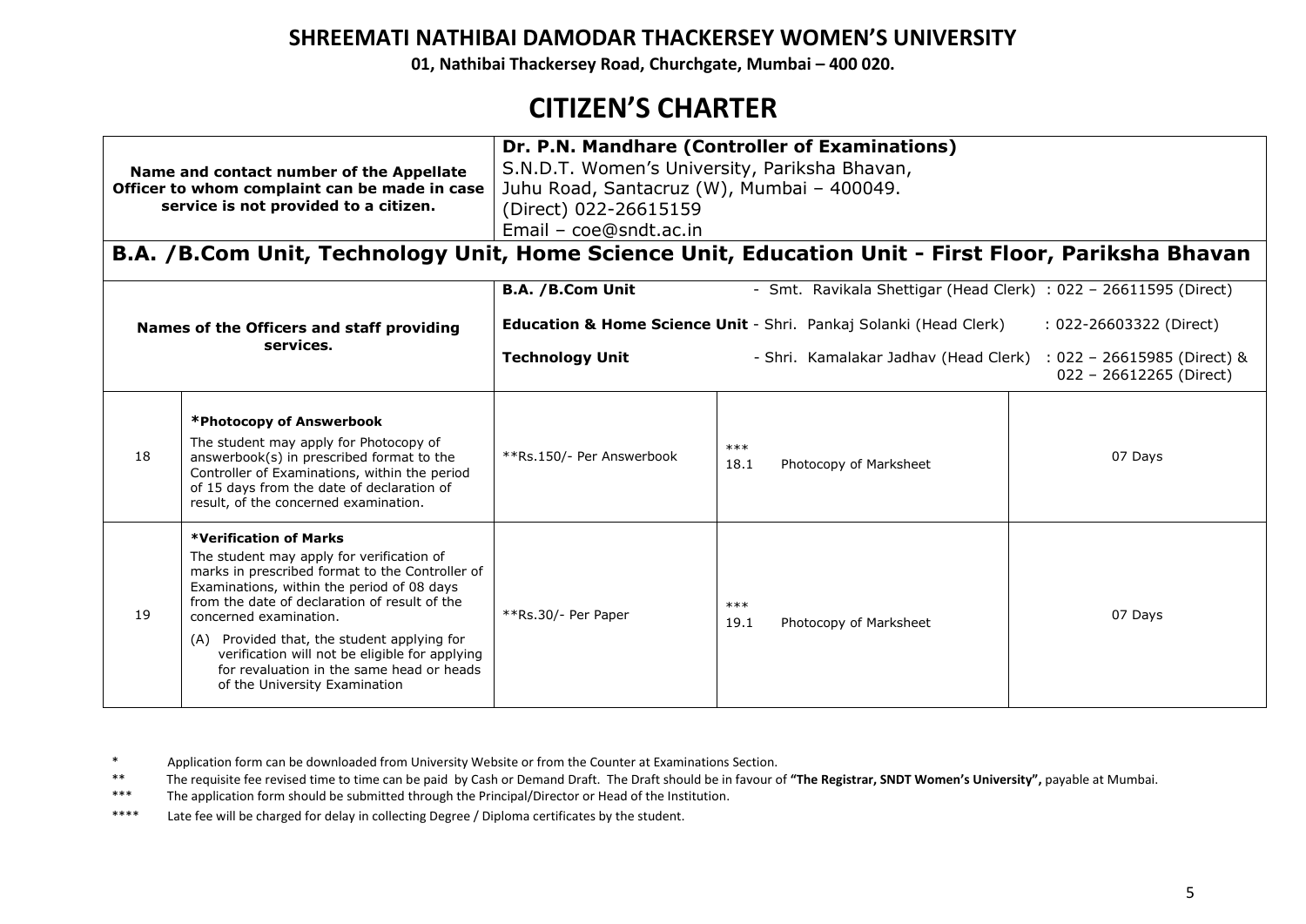# SHREEMATI NATHIBAI DAMODAR THACKERSEY WOMEN'S UNIVERSITY

**01, Nathibai Thackersey Road, Churchgate, Mumbai – 400 020.**

# CITIZEN'S CHARTER

| **Name and contact number of the Appellate Officer to whom complaint can be made in case service is not provided to a citizen.** | **Dr. P.N. Mandhare (Controller of Examinations)**<br>S.N.D.T. Women's University, Pariksha Bhavan,<br>Juhu Road, Santacruz (W), Mumbai – 400049.<br>(Direct) 022-26615159<br>Email – coe@sndt.ac.in |
|---|---|

## B.A. /B.Com Unit, Technology Unit, Home Science Unit, Education Unit - First Floor, Pariksha Bhavan

| **Names of the Officers and staff providing services.** | **B.A. /B.Com Unit** - Smt. Ravikala Shettigar (Head Clerk) : 022 – 26611595 (Direct)<br>**Education & Home Science Unit** - Shri. Pankaj Solanki (Head Clerk) : 022-26603322 (Direct)<br>**Technology Unit** - Shri. Kamalakar Jadhav (Head Clerk) : 022 – 26615985 (Direct) & 022 – 26612265 (Direct) |
|---|---|

| | | | | |
|---|---|---|---|---|
| 18 | **\*Photocopy of Answerbook**<br>The student may apply for Photocopy of answerbook(s) in prescribed format to the Controller of Examinations, within the period of 15 days from the date of declaration of result, of the concerned examination. | **Rs.150/- Per Answerbook | ***<br>18.1 Photocopy of Marksheet | 07 Days |
| 19 | **\*Verification of Marks**<br>The student may apply for verification of marks in prescribed format to the Controller of Examinations, within the period of 08 days from the date of declaration of result of the concerned examination.<br>(A) Provided that, the student applying for verification will not be eligible for applying for revaluation in the same head or heads of the University Examination | **Rs.30/- Per Paper | ***<br>19.1 Photocopy of Marksheet | 07 Days |

\* Application form can be downloaded from University Website or from the Counter at Examinations Section.

\*\* The requisite fee revised time to time can be paid by Cash or Demand Draft. The Draft should be in favour of **"The Registrar, SNDT Women's University",** payable at Mumbai.

\*\*\* The application form should be submitted through the Principal/Director or Head of the Institution.

\*\*\*\* Late fee will be charged for delay in collecting Degree / Diploma certificates by the student.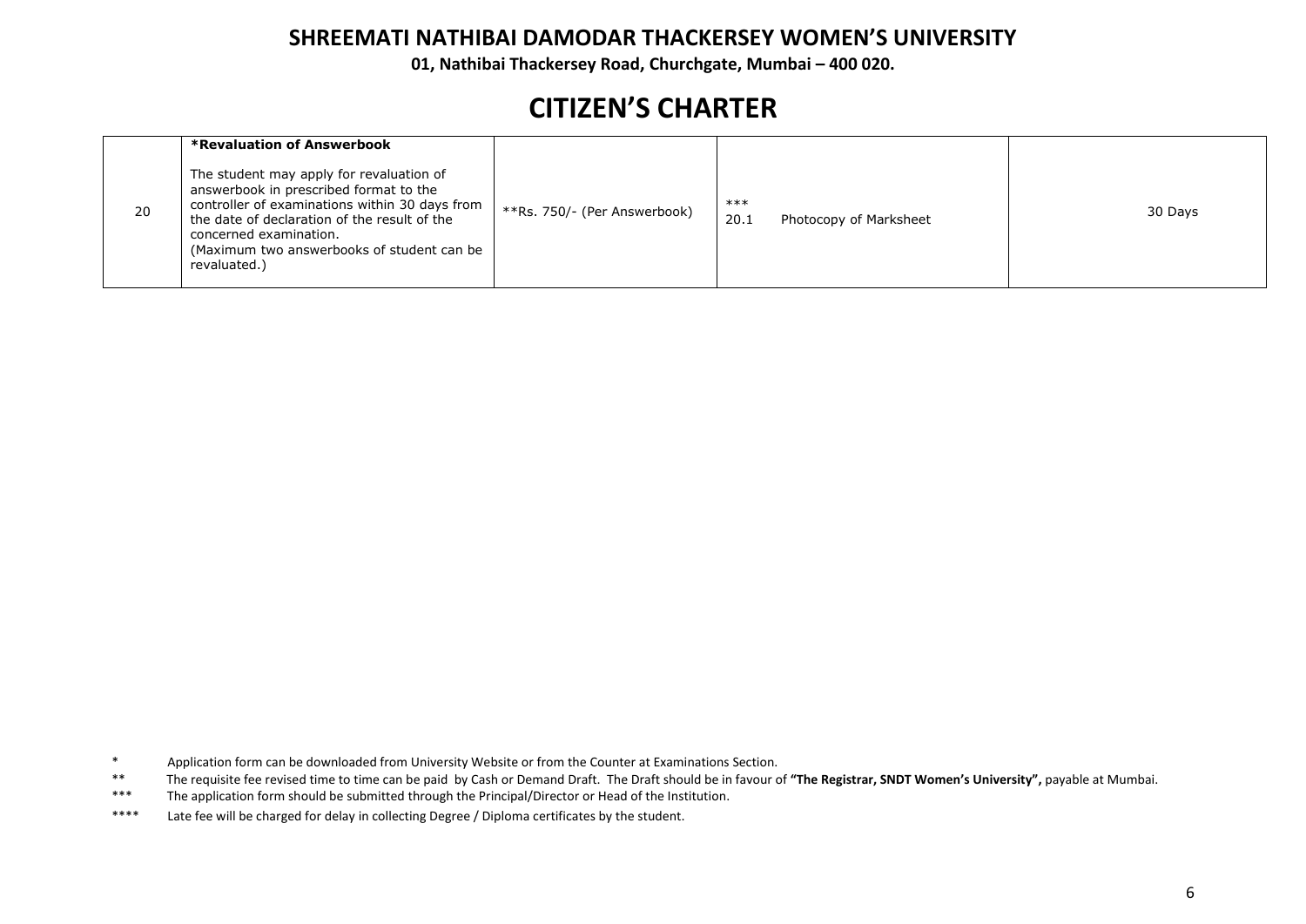# SHREEMATI NATHIBAI DAMODAR THACKERSEY WOMEN'S UNIVERSITY

**01, Nathibai Thackersey Road, Churchgate, Mumbai – 400 020.**

## CITIZEN'S CHARTER

| | | | | |
|---|---|---|---|---|
| 20 | ***Revaluation of Answerbook**<br><br>The student may apply for revaluation of answerbook in prescribed format to the controller of examinations within 30 days from the date of declaration of the result of the concerned examination.<br>(Maximum two answerbooks of student can be revaluated.) | **Rs. 750/- (Per Answerbook) | ***<br>20.1 Photocopy of Marksheet | 30 Days |

\* Application form can be downloaded from University Website or from the Counter at Examinations Section.

** The requisite fee revised time to time can be paid by Cash or Demand Draft. The Draft should be in favour of **"The Registrar, SNDT Women's University",** payable at Mumbai.

*** The application form should be submitted through the Principal/Director or Head of the Institution.

**** Late fee will be charged for delay in collecting Degree / Diploma certificates by the student.